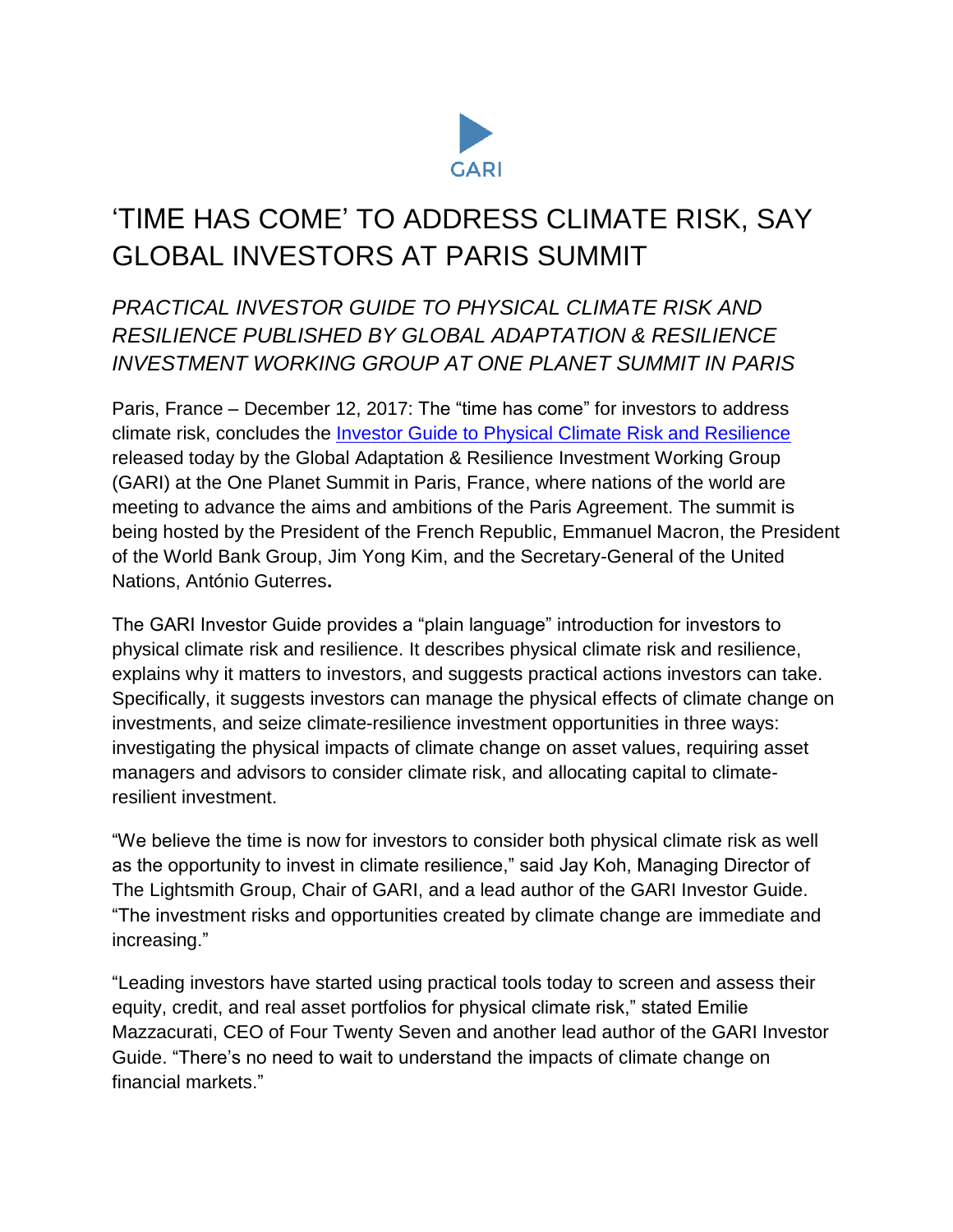GARI

# 'TIME HAS COME' TO ADDRESS CLIMATE RISK, SAY GLOBAL INVESTORS AT PARIS SUMMIT

## *PRACTICAL INVESTOR GUIDE TO PHYSICAL CLIMATE RISK AND RESILIENCE PUBLISHED BY GLOBAL ADAPTATION & RESILIENCE INVESTMENT WORKING GROUP AT ONE PLANET SUMMIT IN PARIS*

Paris, France – December 12, 2017: The "time has come" for investors to address climate risk, concludes the [Investor Guide to Physical Climate Risk and Resilience] released today by the Global Adaptation & Resilience Investment Working Group (GARI) at the One Planet Summit in Paris, France, where nations of the world are meeting to advance the aims and ambitions of the Paris Agreement. The summit is being hosted by the President of the French Republic, Emmanuel Macron, the President of the World Bank Group, Jim Yong Kim, and the Secretary-General of the United Nations, António Guterres**.**

The GARI Investor Guide provides a "plain language" introduction for investors to physical climate risk and resilience. It describes physical climate risk and resilience, explains why it matters to investors, and suggests practical actions investors can take. Specifically, it suggests investors can manage the physical effects of climate change on investments, and seize climate-resilience investment opportunities in three ways: investigating the physical impacts of climate change on asset values, requiring asset managers and advisors to consider climate risk, and allocating capital to climate-resilient investment.

"We believe the time is now for investors to consider both physical climate risk as well as the opportunity to invest in climate resilience," said Jay Koh, Managing Director of The Lightsmith Group, Chair of GARI, and a lead author of the GARI Investor Guide. "The investment risks and opportunities created by climate change are immediate and increasing."

"Leading investors have started using practical tools today to screen and assess their equity, credit, and real asset portfolios for physical climate risk," stated Emilie Mazzacurati, CEO of Four Twenty Seven and another lead author of the GARI Investor Guide. "There's no need to wait to understand the impacts of climate change on financial markets."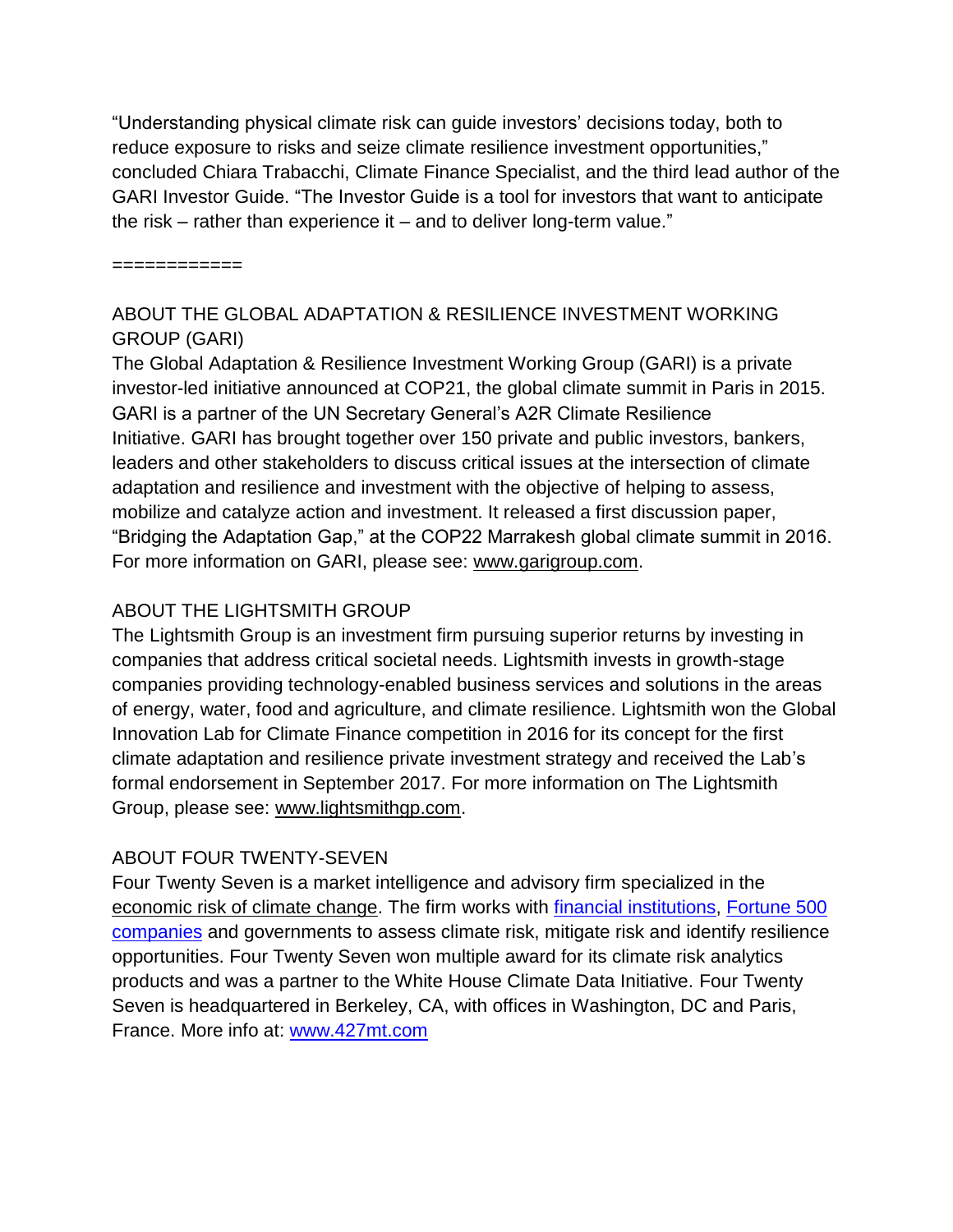"Understanding physical climate risk can guide investors' decisions today, both to reduce exposure to risks and seize climate resilience investment opportunities," concluded Chiara Trabacchi, Climate Finance Specialist, and the third lead author of the GARI Investor Guide. "The Investor Guide is a tool for investors that want to anticipate the risk – rather than experience it – and to deliver long-term value."

============

## ABOUT THE GLOBAL ADAPTATION & RESILIENCE INVESTMENT WORKING GROUP (GARI)

The Global Adaptation & Resilience Investment Working Group (GARI) is a private investor-led initiative announced at COP21, the global climate summit in Paris in 2015. GARI is a partner of the UN Secretary General's A2R Climate Resilience Initiative. GARI has brought together over 150 private and public investors, bankers, leaders and other stakeholders to discuss critical issues at the intersection of climate adaptation and resilience and investment with the objective of helping to assess, mobilize and catalyze action and investment. It released a first discussion paper, "Bridging the Adaptation Gap," at the COP22 Marrakesh global climate summit in 2016. For more information on GARI, please see: www.garigroup.com.

## ABOUT THE LIGHTSMITH GROUP

The Lightsmith Group is an investment firm pursuing superior returns by investing in companies that address critical societal needs. Lightsmith invests in growth-stage companies providing technology-enabled business services and solutions in the areas of energy, water, food and agriculture, and climate resilience. Lightsmith won the Global Innovation Lab for Climate Finance competition in 2016 for its concept for the first climate adaptation and resilience private investment strategy and received the Lab's formal endorsement in September 2017. For more information on The Lightsmith Group, please see: www.lightsmithgp.com.

## ABOUT FOUR TWENTY-SEVEN

Four Twenty Seven is a market intelligence and advisory firm specialized in the economic risk of climate change. The firm works with financial institutions, Fortune 500 companies and governments to assess climate risk, mitigate risk and identify resilience opportunities. Four Twenty Seven won multiple award for its climate risk analytics products and was a partner to the White House Climate Data Initiative. Four Twenty Seven is headquartered in Berkeley, CA, with offices in Washington, DC and Paris, France. More info at: www.427mt.com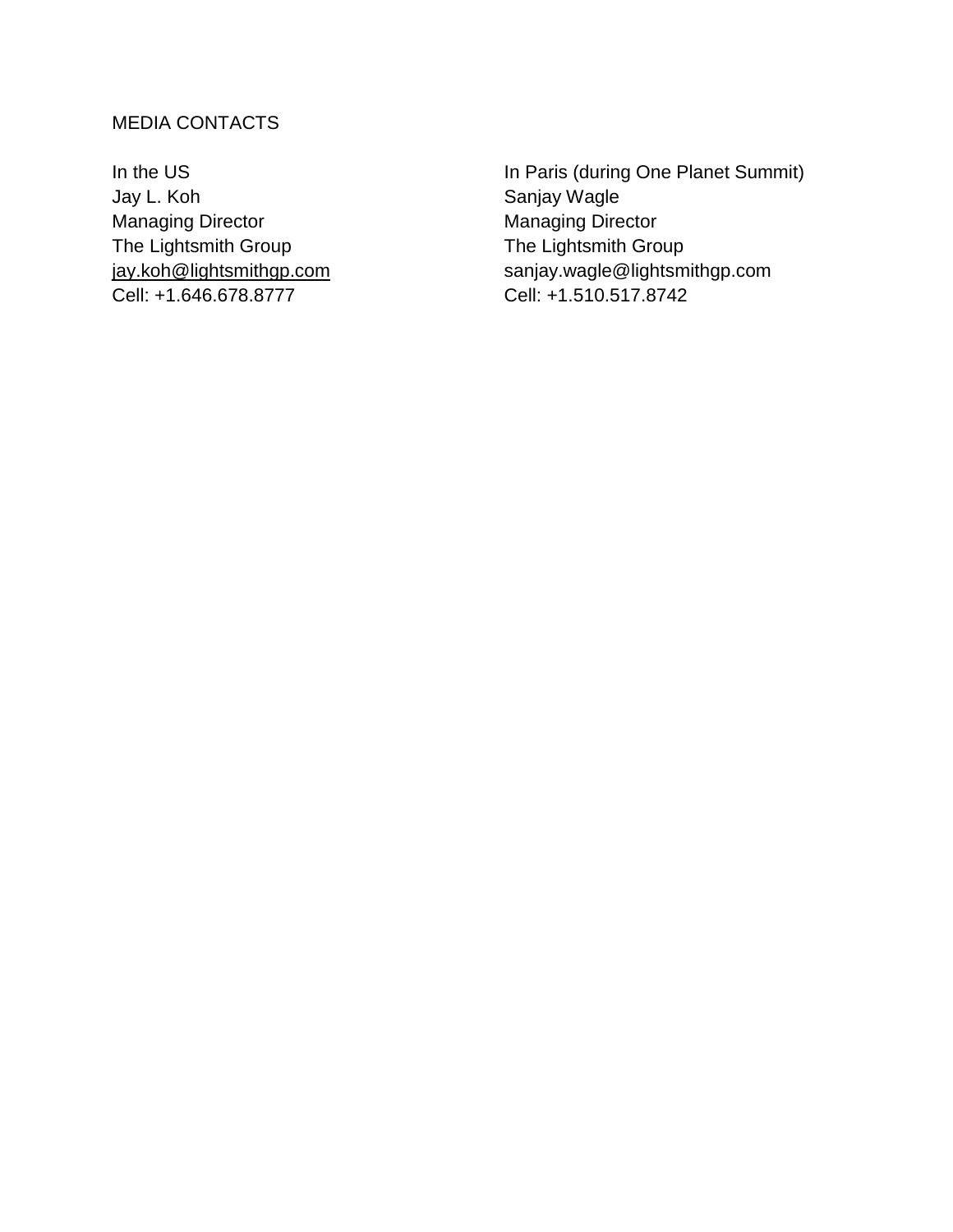MEDIA CONTACTS

In the US
Jay L. Koh
Managing Director
The Lightsmith Group
jay.koh@lightsmithgp.com
Cell: +1.646.678.8777

In Paris (during One Planet Summit)
Sanjay Wagle
Managing Director
The Lightsmith Group
sanjay.wagle@lightsmithgp.com
Cell: +1.510.517.8742